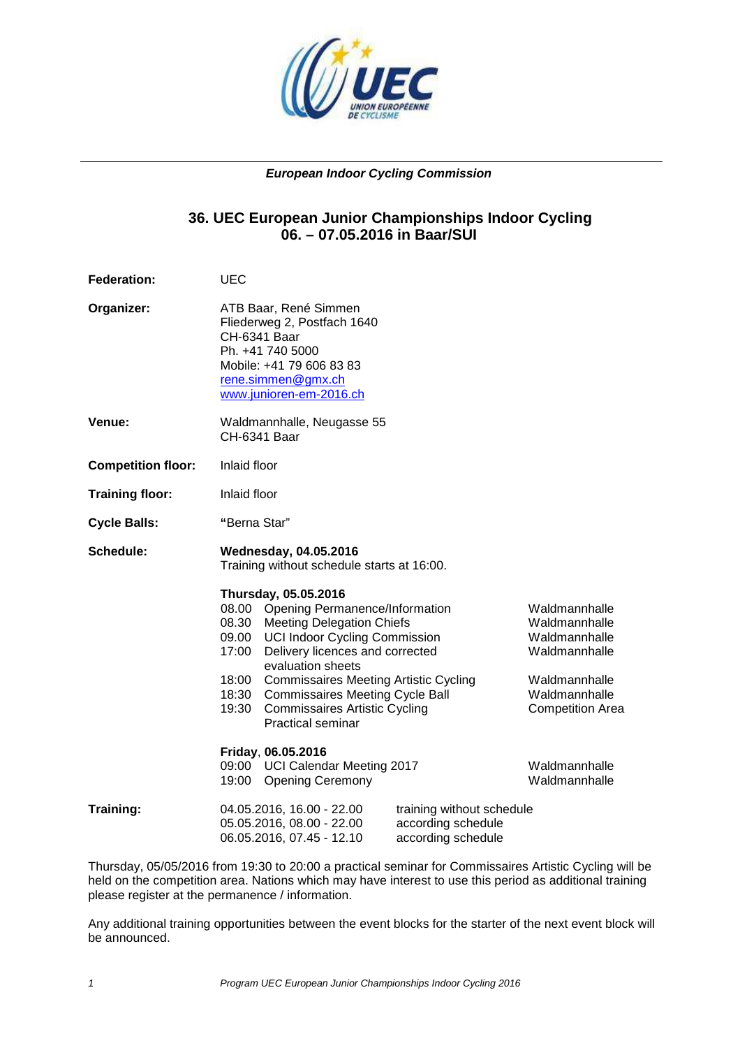*European Indoor Cycling Commission*

## 36. UEC European Junior Championships Indoor Cycling
## 06. – 07.05.2016 in Baar/SUI

**Federation:** UEC

**Organizer:** ATB Baar, René Simmen
Fliederweg 2, Postfach 1640
CH-6341 Baar
Ph. +41 740 5000
Mobile: +41 79 606 83 83
rene.simmen@gmx.ch
www.junioren-em-2016.ch

**Venue:** Waldmannhalle, Neugasse 55
CH-6341 Baar

**Competition floor:** Inlaid floor

**Training floor:** Inlaid floor

**Cycle Balls:** "Berna Star"

**Schedule:**

**Wednesday, 04.05.2016**
Training without schedule starts at 16:00.

**Thursday, 05.05.2016**

| Time | Event | Location |
|---|---|---|
| 08.00 | Opening Permanence/Information | Waldmannhalle |
| 08.30 | Meeting Delegation Chiefs | Waldmannhalle |
| 09.00 | UCI Indoor Cycling Commission | Waldmannhalle |
| 17:00 | Delivery licences and corrected evaluation sheets | Waldmannhalle |
| 18:00 | Commissaires Meeting Artistic Cycling | Waldmannhalle |
| 18:30 | Commissaires Meeting Cycle Ball | Waldmannhalle |
| 19:30 | Commissaires Artistic Cycling Practical seminar | Competition Area |

**Friday, 06.05.2016**

| Time | Event | Location |
|---|---|---|
| 09:00 | UCI Calendar Meeting 2017 | Waldmannhalle |
| 19:00 | Opening Ceremony | Waldmannhalle |

**Training:**

| Date / Time | |
|---|---|
| 04.05.2016, 16.00 - 22.00 | training without schedule |
| 05.05.2016, 08.00 - 22.00 | according schedule |
| 06.05.2016, 07.45 - 12.10 | according schedule |

Thursday, 05/05/2016 from 19:30 to 20:00 a practical seminar for Commissaires Artistic Cycling will be held on the competition area. Nations which may have interest to use this period as additional training please register at the permanence / information.

Any additional training opportunities between the event blocks for the starter of the next event block will be announced.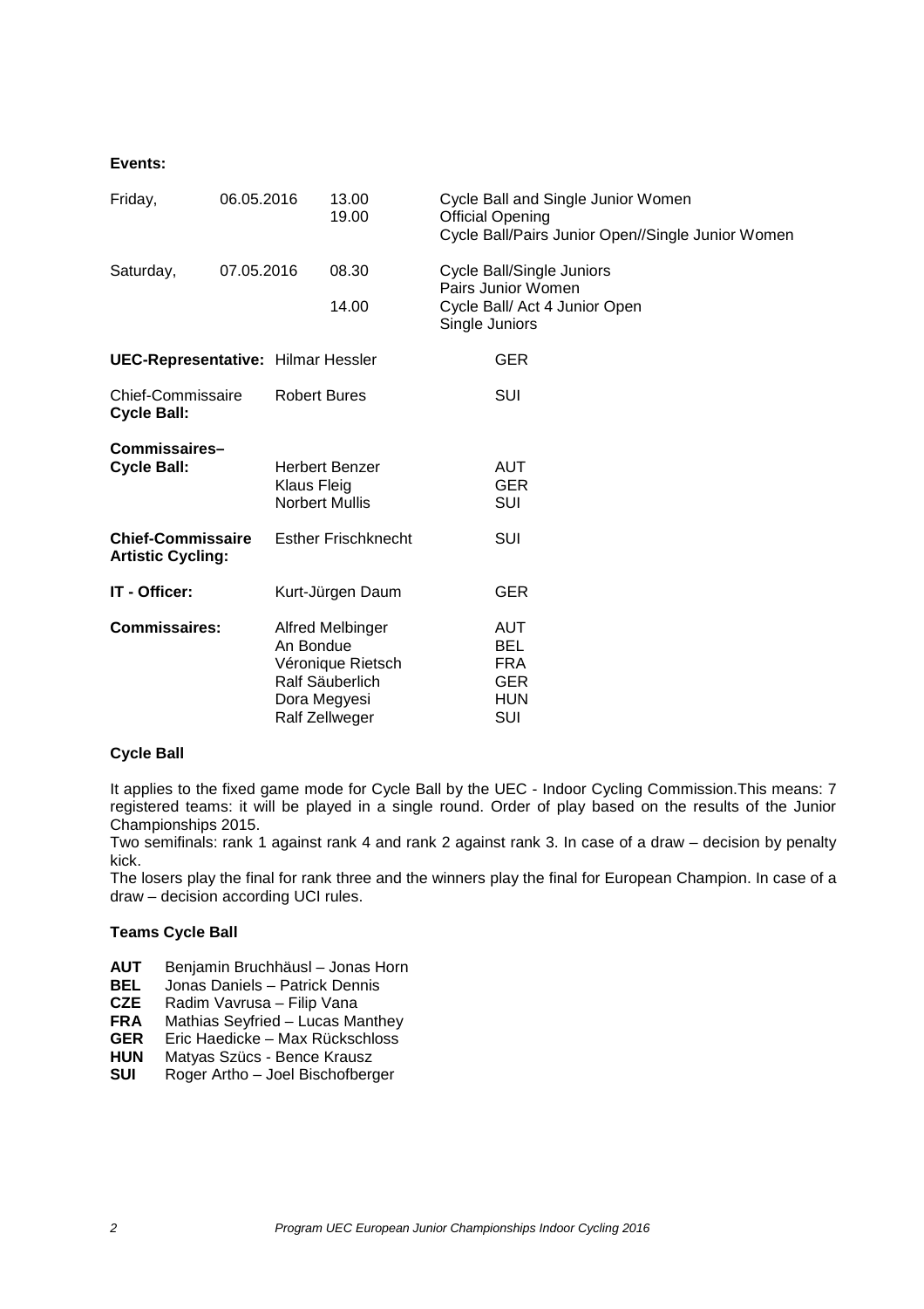**Events:**

| | | | |
|---|---|---|---|
| Friday, | 06.05.2016 | 13.00 | Cycle Ball and Single Junior Women |
| | | 19.00 | Official Opening |
| | | | Cycle Ball/Pairs Junior Open//Single Junior Women |
| Saturday, | 07.05.2016 | 08.30 | Cycle Ball/Single Juniors |
| | | | Pairs Junior Women |
| | | 14.00 | Cycle Ball/ Act 4 Junior Open |
| | | | Single Juniors |

| | | |
|---|---|---|
| **UEC-Representative:** | Hilmar Hessler | GER |
| Chief-Commissaire **Cycle Ball:** | Robert Bures | SUI |
| **Commissaires– Cycle Ball:** | Herbert Benzer | AUT |
| | Klaus Fleig | GER |
| | Norbert Mullis | SUI |
| **Chief-Commissaire Artistic Cycling:** | Esther Frischknecht | SUI |
| **IT - Officer:** | Kurt-Jürgen Daum | GER |
| **Commissaires:** | Alfred Melbinger | AUT |
| | An Bondue | BEL |
| | Véronique Rietsch | FRA |
| | Ralf Säuberlich | GER |
| | Dora Megyesi | HUN |
| | Ralf Zellweger | SUI |

**Cycle Ball**

It applies to the fixed game mode for Cycle Ball by the UEC - Indoor Cycling Commission.This means: 7 registered teams: it will be played in a single round. Order of play based on the results of the Junior Championships 2015.

Two semifinals: rank 1 against rank 4 and rank 2 against rank 3. In case of a draw – decision by penalty kick.

The losers play the final for rank three and the winners play the final for European Champion. In case of a draw – decision according UCI rules.

**Teams Cycle Ball**

**AUT** Benjamin Bruchhäusl – Jonas Horn  
**BEL** Jonas Daniels – Patrick Dennis  
**CZE** Radim Vavrusa – Filip Vana  
**FRA** Mathias Seyfried – Lucas Manthey  
**GER** Eric Haedicke – Max Rückschloss  
**HUN** Matyas Szücs - Bence Krausz  
**SUI** Roger Artho – Joel Bischofberger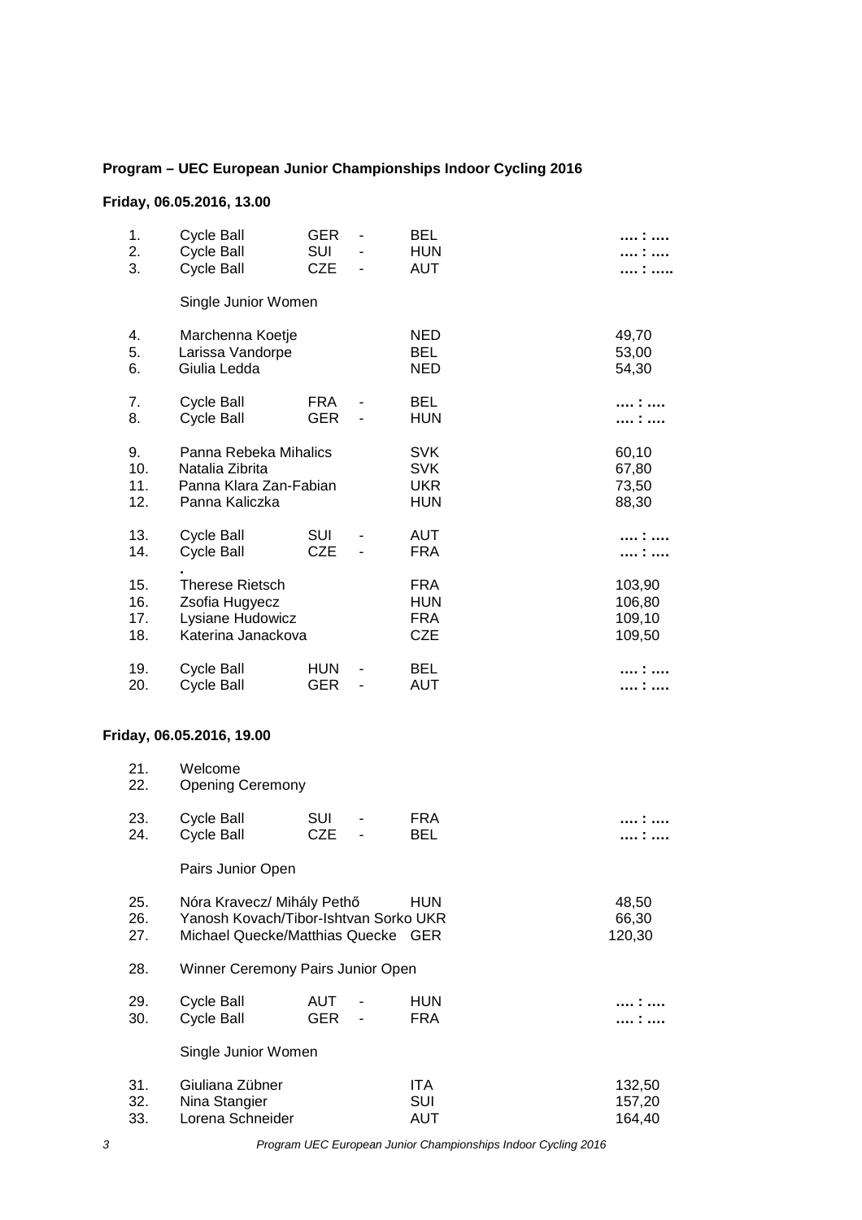**Program – UEC European Junior Championships Indoor Cycling 2016**

**Friday, 06.05.2016, 13.00**

| No. | Event / Name | Team | | Team / Nation | Result |
|---|---|---|---|---|---|
| 1. | Cycle Ball | GER | - | BEL | **…. : ….** |
| 2. | Cycle Ball | SUI | - | HUN | **…. : ….** |
| 3. | Cycle Ball | CZE | - | AUT | **…. : …..** |
| | Single Junior Women | | | | |
| 4. | Marchenna Koetje | | | NED | 49,70 |
| 5. | Larissa Vandorpe | | | BEL | 53,00 |
| 6. | Giulia Ledda | | | NED | 54,30 |
| 7. | Cycle Ball | FRA | - | BEL | **…. : ….** |
| 8. | Cycle Ball | GER | - | HUN | **…. : ….** |
| 9. | Panna Rebeka Mihalics | | | SVK | 60,10 |
| 10. | Natalia Zibrita | | | SVK | 67,80 |
| 11. | Panna Klara Zan-Fabian | | | UKR | 73,50 |
| 12. | Panna Kaliczka | | | HUN | 88,30 |
| 13. | Cycle Ball | SUI | - | AUT | **…. : ….** |
| 14. | Cycle Ball | CZE | - | FRA | **…. : ….** |
| 15. | Therese Rietsch | | | FRA | 103,90 |
| 16. | Zsofia Hugyecz | | | HUN | 106,80 |
| 17. | Lysiane Hudowicz | | | FRA | 109,10 |
| 18. | Katerina Janackova | | | CZE | 109,50 |
| 19. | Cycle Ball | HUN | - | BEL | **…. : ….** |
| 20. | Cycle Ball | GER | - | AUT | **…. : ….** |

**Friday, 06.05.2016, 19.00**

| No. | Event / Name | Team | | Team / Nation | Result |
|---|---|---|---|---|---|
| 21. | Welcome | | | | |
| 22. | Opening Ceremony | | | | |
| 23. | Cycle Ball | SUI | - | FRA | **…. : ….** |
| 24. | Cycle Ball | CZE | - | BEL | **…. : ….** |
| | Pairs Junior Open | | | | |
| 25. | Nóra Kravecz/ Mihály Pethő | | | HUN | 48,50 |
| 26. | Yanosh Kovach/Tibor-Ishtvan Sorko | | | UKR | 66,30 |
| 27. | Michael Quecke/Matthias Quecke | | | GER | 120,30 |
| 28. | Winner Ceremony Pairs Junior Open | | | | |
| 29. | Cycle Ball | AUT | - | HUN | **…. : ….** |
| 30. | Cycle Ball | GER | - | FRA | **…. : ….** |
| | Single Junior Women | | | | |
| 31. | Giuliana Zübner | | | ITA | 132,50 |
| 32. | Nina Stangier | | | SUI | 157,20 |
| 33. | Lorena Schneider | | | AUT | 164,40 |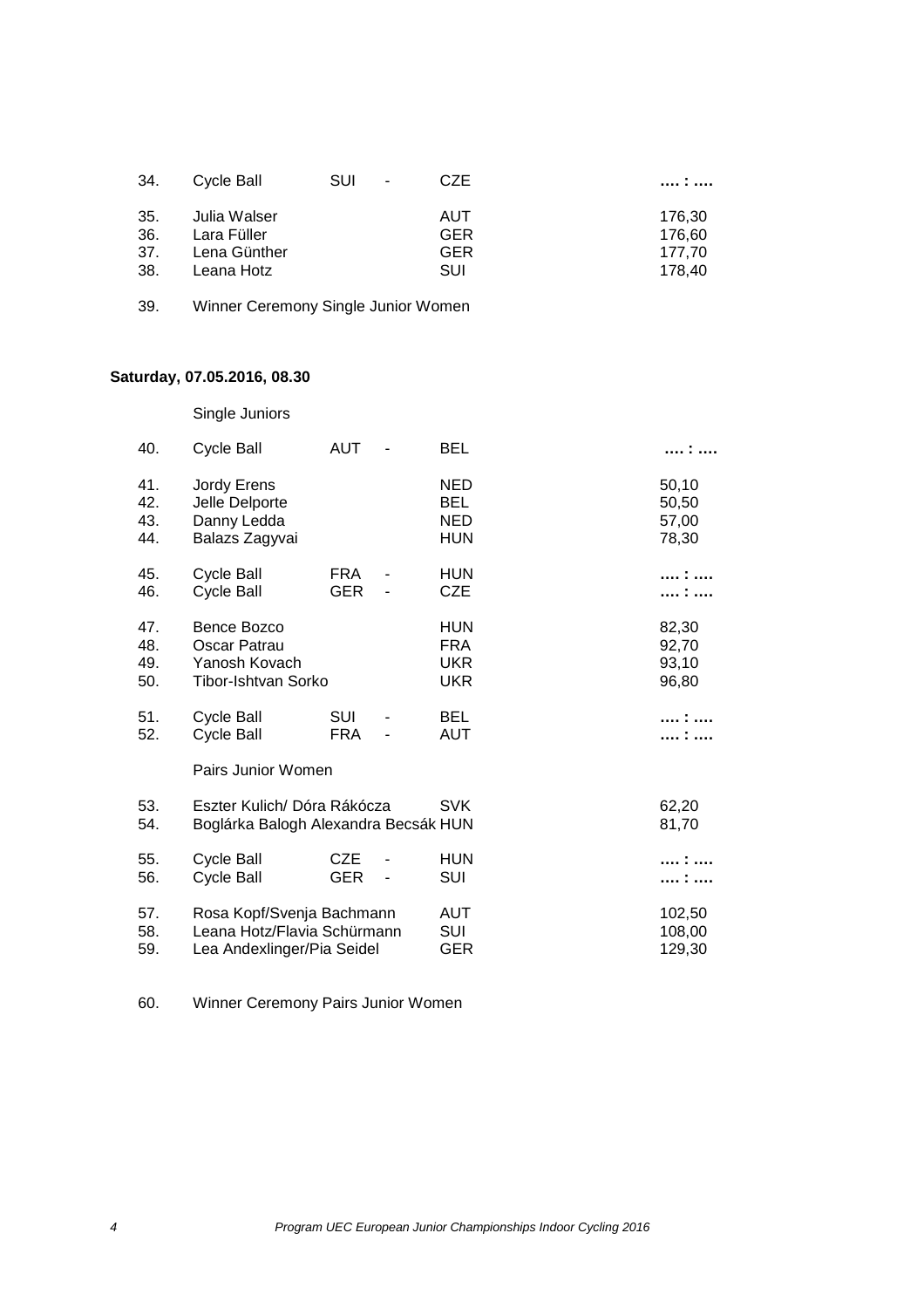| No. | Event / Name | Team | | Team / Nation | Score |
|---|---|---|---|---|---|
| 34. | Cycle Ball | SUI | - | CZE | **…. : ….** |
| 35. | Julia Walser | | | AUT | 176,30 |
| 36. | Lara Füller | | | GER | 176,60 |
| 37. | Lena Günther | | | GER | 177,70 |
| 38. | Leana Hotz | | | SUI | 178,40 |
| 39. | Winner Ceremony Single Junior Women | | | | |

**Saturday, 07.05.2016, 08.30**

Single Juniors

| No. | Event / Name | Team | | Team / Nation | Score |
|---|---|---|---|---|---|
| 40. | Cycle Ball | AUT | - | BEL | **…. : ….** |
| 41. | Jordy Erens | | | NED | 50,10 |
| 42. | Jelle Delporte | | | BEL | 50,50 |
| 43. | Danny Ledda | | | NED | 57,00 |
| 44. | Balazs Zagyvai | | | HUN | 78,30 |
| 45. | Cycle Ball | FRA | - | HUN | **…. : ….** |
| 46. | Cycle Ball | GER | - | CZE | **…. : ….** |
| 47. | Bence Bozco | | | HUN | 82,30 |
| 48. | Oscar Patrau | | | FRA | 92,70 |
| 49. | Yanosh Kovach | | | UKR | 93,10 |
| 50. | Tibor-Ishtvan Sorko | | | UKR | 96,80 |
| 51. | Cycle Ball | SUI | - | BEL | **…. : ….** |
| 52. | Cycle Ball | FRA | - | AUT | **…. : ….** |

Pairs Junior Women

| No. | Event / Name | Team | | Team / Nation | Score |
|---|---|---|---|---|---|
| 53. | Eszter Kulich/ Dóra Rákócza | | | SVK | 62,20 |
| 54. | Boglárka Balogh Alexandra Becsák | | | HUN | 81,70 |
| 55. | Cycle Ball | CZE | - | HUN | **…. : ….** |
| 56. | Cycle Ball | GER | - | SUI | **…. : ….** |
| 57. | Rosa Kopf/Svenja Bachmann | | | AUT | 102,50 |
| 58. | Leana Hotz/Flavia Schürmann | | | SUI | 108,00 |
| 59. | Lea Andexlinger/Pia Seidel | | | GER | 129,30 |
| 60. | Winner Ceremony Pairs Junior Women | | | | |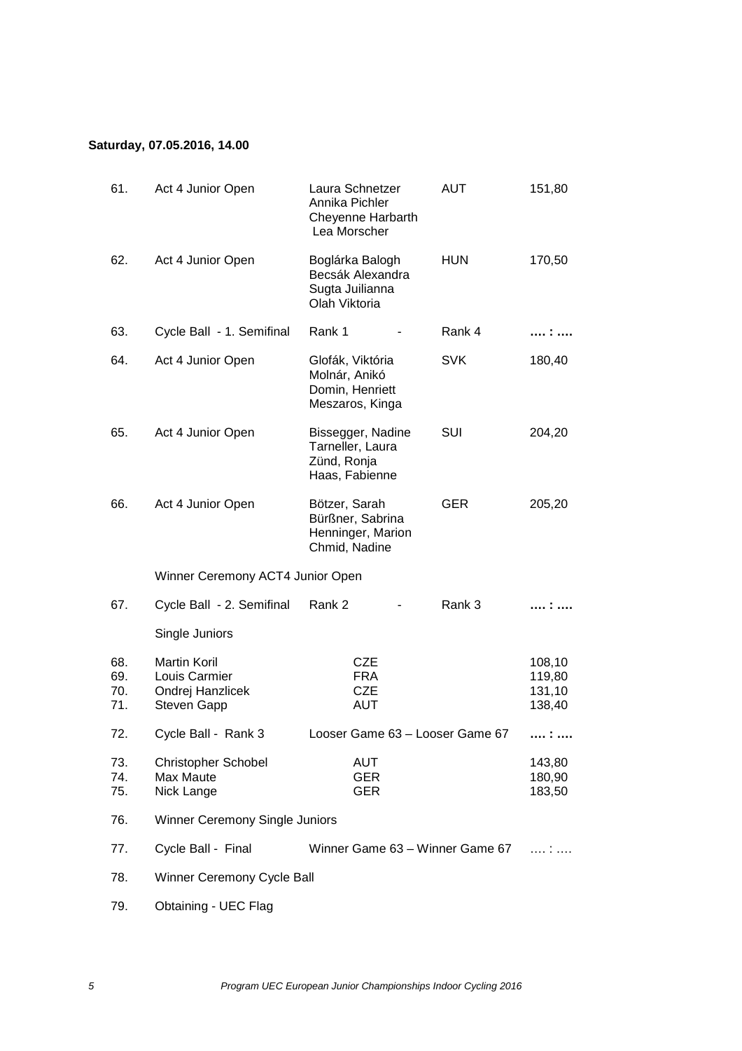**Saturday, 07.05.2016, 14.00**

| No. | Discipline | Participants | Nation | Points |
|---|---|---|---|---|
| 61. | Act 4 Junior Open | Laura Schnetzer<br>Annika Pichler<br>Cheyenne Harbarth<br>Lea Morscher | AUT | 151,80 |
| 62. | Act 4 Junior Open | Boglárka Balogh<br>Becsák Alexandra<br>Sugta Juilianna<br>Olah Viktoria | HUN | 170,50 |
| 63. | Cycle Ball - 1. Semifinal | Rank 1 - | Rank 4 | **…. : ….** |
| 64. | Act 4 Junior Open | Glofák, Viktória<br>Molnár, Anikó<br>Domin, Henriett<br>Meszaros, Kinga | SVK | 180,40 |
| 65. | Act 4 Junior Open | Bissegger, Nadine<br>Tarneller, Laura<br>Zünd, Ronja<br>Haas, Fabienne | SUI | 204,20 |
| 66. | Act 4 Junior Open | Bötzer, Sarah<br>Bürßner, Sabrina<br>Henninger, Marion<br>Chmid, Nadine | GER | 205,20 |
| | Winner Ceremony ACT4 Junior Open | | | |
| 67. | Cycle Ball - 2. Semifinal | Rank 2 - | Rank 3 | **…. : ….** |
| | Single Juniors | | | |
| 68. | Martin Koril | CZE | | 108,10 |
| 69. | Louis Carmier | FRA | | 119,80 |
| 70. | Ondrej Hanzlicek | CZE | | 131,10 |
| 71. | Steven Gapp | AUT | | 138,40 |
| 72. | Cycle Ball - Rank 3 | Looser Game 63 – Looser Game 67 | | **…. : ….** |
| 73. | Christopher Schobel | AUT | | 143,80 |
| 74. | Max Maute | GER | | 180,90 |
| 75. | Nick Lange | GER | | 183,50 |
| 76. | Winner Ceremony Single Juniors | | | |
| 77. | Cycle Ball - Final | Winner Game 63 – Winner Game 67 | | …. : …. |
| 78. | Winner Ceremony Cycle Ball | | | |
| 79. | Obtaining - UEC Flag | | | |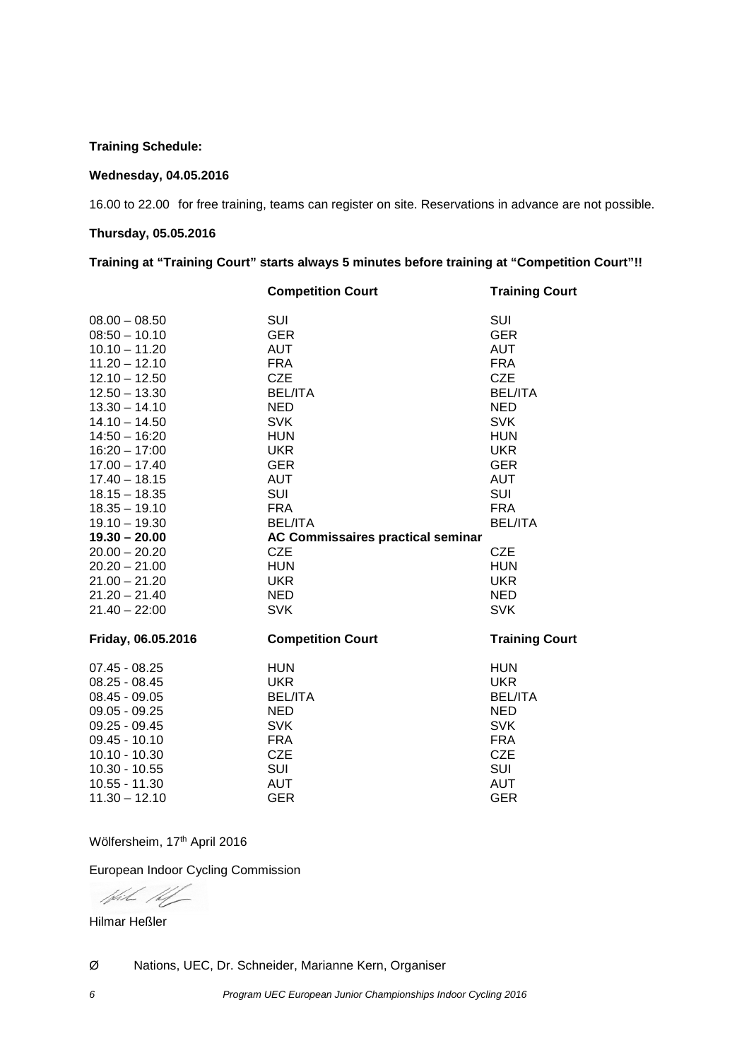**Training Schedule:**

**Wednesday, 04.05.2016**

16.00 to 22.00 for free training, teams can register on site. Reservations in advance are not possible.

**Thursday, 05.05.2016**

**Training at "Training Court" starts always 5 minutes before training at "Competition Court"!!**

| | **Competition Court** | **Training Court** |
|---|---|---|
| 08.00 – 08.50 | SUI | SUI |
| 08:50 – 10.10 | GER | GER |
| 10.10 – 11.20 | AUT | AUT |
| 11.20 – 12.10 | FRA | FRA |
| 12.10 – 12.50 | CZE | CZE |
| 12.50 – 13.30 | BEL/ITA | BEL/ITA |
| 13.30 – 14.10 | NED | NED |
| 14.10 – 14.50 | SVK | SVK |
| 14:50 – 16:20 | HUN | HUN |
| 16:20 – 17:00 | UKR | UKR |
| 17.00 – 17.40 | GER | GER |
| 17.40 – 18.15 | AUT | AUT |
| 18.15 – 18.35 | SUI | SUI |
| 18.35 – 19.10 | FRA | FRA |
| 19.10 – 19.30 | BEL/ITA | BEL/ITA |
| **19.30 – 20.00** | **AC Commissaires practical seminar** | |
| 20.00 – 20.20 | CZE | CZE |
| 20.20 – 21.00 | HUN | HUN |
| 21.00 – 21.20 | UKR | UKR |
| 21.20 – 21.40 | NED | NED |
| 21.40 – 22:00 | SVK | SVK |

| **Friday, 06.05.2016** | **Competition Court** | **Training Court** |
|---|---|---|
| 07.45 - 08.25 | HUN | HUN |
| 08.25 - 08.45 | UKR | UKR |
| 08.45 - 09.05 | BEL/ITA | BEL/ITA |
| 09.05 - 09.25 | NED | NED |
| 09.25 - 09.45 | SVK | SVK |
| 09.45 - 10.10 | FRA | FRA |
| 10.10 - 10.30 | CZE | CZE |
| 10.30 - 10.55 | SUI | SUI |
| 10.55 - 11.30 | AUT | AUT |
| 11.30 – 12.10 | GER | GER |

Wölfersheim, 17th April 2016

European Indoor Cycling Commission

Hilmar Heßler

Ø Nations, UEC, Dr. Schneider, Marianne Kern, Organiser